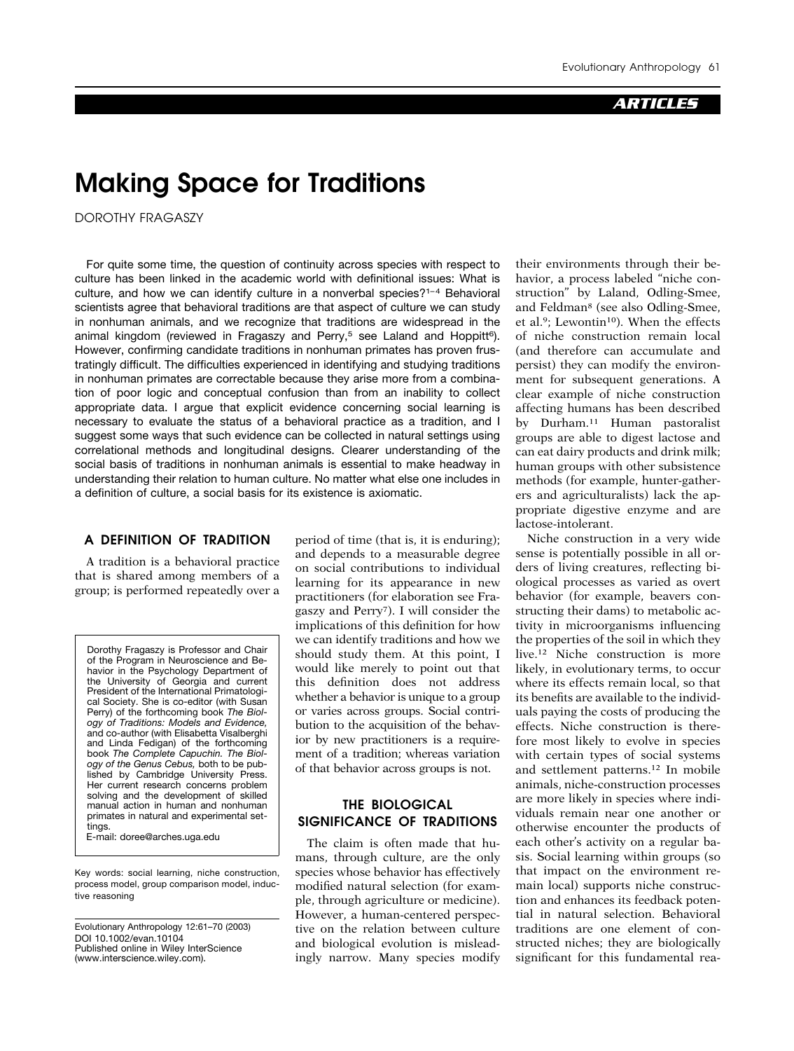ARTICLES

# Making Space for Traditions

DOROTHY FRAGASZY

For quite some time, the question of continuity across species with respect to culture has been linked in the academic world with definitional issues: What is culture, and how we can identify culture in a nonverbal species?[1–4] Behavioral scientists agree that behavioral traditions are that aspect of culture we can study in nonhuman animals, and we recognize that traditions are widespread in the animal kingdom (reviewed in Fragaszy and Perry,[5] see Laland and Hoppitt[6]). However, confirming candidate traditions in nonhuman primates has proven frustratingly difficult. The difficulties experienced in identifying and studying traditions in nonhuman primates are correctable because they arise more from a combination of poor logic and conceptual confusion than from an inability to collect appropriate data. I argue that explicit evidence concerning social learning is necessary to evaluate the status of a behavioral practice as a tradition, and I suggest some ways that such evidence can be collected in natural settings using correlational methods and longitudinal designs. Clearer understanding of the social basis of traditions in nonhuman animals is essential to make headway in understanding their relation to human culture. No matter what else one includes in a definition of culture, a social basis for its existence is axiomatic.

## A DEFINITION OF TRADITION

A tradition is a behavioral practice that is shared among members of a group; is performed repeatedly over a period of time (that is, it is enduring); and depends to a measurable degree on social contributions to individual learning for its appearance in new practitioners (for elaboration see Fragaszy and Perry[7]). I will consider the implications of this definition for how we can identify traditions and how we should study them. At this point, I would like merely to point out that this definition does not address whether a behavior is unique to a group or varies across groups. Social contribution to the acquisition of the behavior by new practitioners is a requirement of a tradition; whereas variation of that behavior across groups is not.

Dorothy Fragaszy is Professor and Chair of the Program in Neuroscience and Behavior in the Psychology Department of the University of Georgia and current President of the International Primatological Society. She is co-editor (with Susan Perry) of the forthcoming book *The Biology of Traditions: Models and Evidence,* and co-author (with Elisabetta Visalberghi and Linda Fedigan) of the forthcoming book *The Complete Capuchin. The Biology of the Genus Cebus,* both to be published by Cambridge University Press. Her current research concerns problem solving and the development of skilled manual action in human and nonhuman primates in natural and experimental settings.
E-mail: doree@arches.uga.edu

Key words: social learning, niche construction, process model, group comparison model, inductive reasoning

Evolutionary Anthropology 12:61–70 (2003)
DOI 10.1002/evan.10104
Published online in Wiley InterScience (www.interscience.wiley.com).

## THE BIOLOGICAL SIGNIFICANCE OF TRADITIONS

The claim is often made that humans, through culture, are the only species whose behavior has effectively modified natural selection (for example, through agriculture or medicine). However, a human-centered perspective on the relation between culture and biological evolution is misleadingly narrow. Many species modify their environments through their behavior, a process labeled "niche construction" by Laland, Odling-Smee, and Feldman[8] (see also Odling-Smee, et al.[9]; Lewontin[10]). When the effects of niche construction remain local (and therefore can accumulate and persist) they can modify the environment for subsequent generations. A clear example of niche construction affecting humans has been described by Durham.[11] Human pastoralist groups are able to digest lactose and can eat dairy products and drink milk; human groups with other subsistence methods (for example, hunter-gatherers and agriculturalists) lack the appropriate digestive enzyme and are lactose-intolerant.

Niche construction in a very wide sense is potentially possible in all orders of living creatures, reflecting biological processes as varied as overt behavior (for example, beavers constructing their dams) to metabolic activity in microorganisms influencing the properties of the soil in which they live.[12] Niche construction is more likely, in evolutionary terms, to occur where its effects remain local, so that its benefits are available to the individuals paying the costs of producing the effects. Niche construction is therefore most likely to evolve in species with certain types of social systems and settlement patterns.[12] In mobile animals, niche-construction processes are more likely in species where individuals remain near one another or otherwise encounter the products of each other's activity on a regular basis. Social learning within groups (so that impact on the environment remain local) supports niche construction and enhances its feedback potential in natural selection. Behavioral traditions are one element of constructed niches; they are biologically significant for this fundamental rea-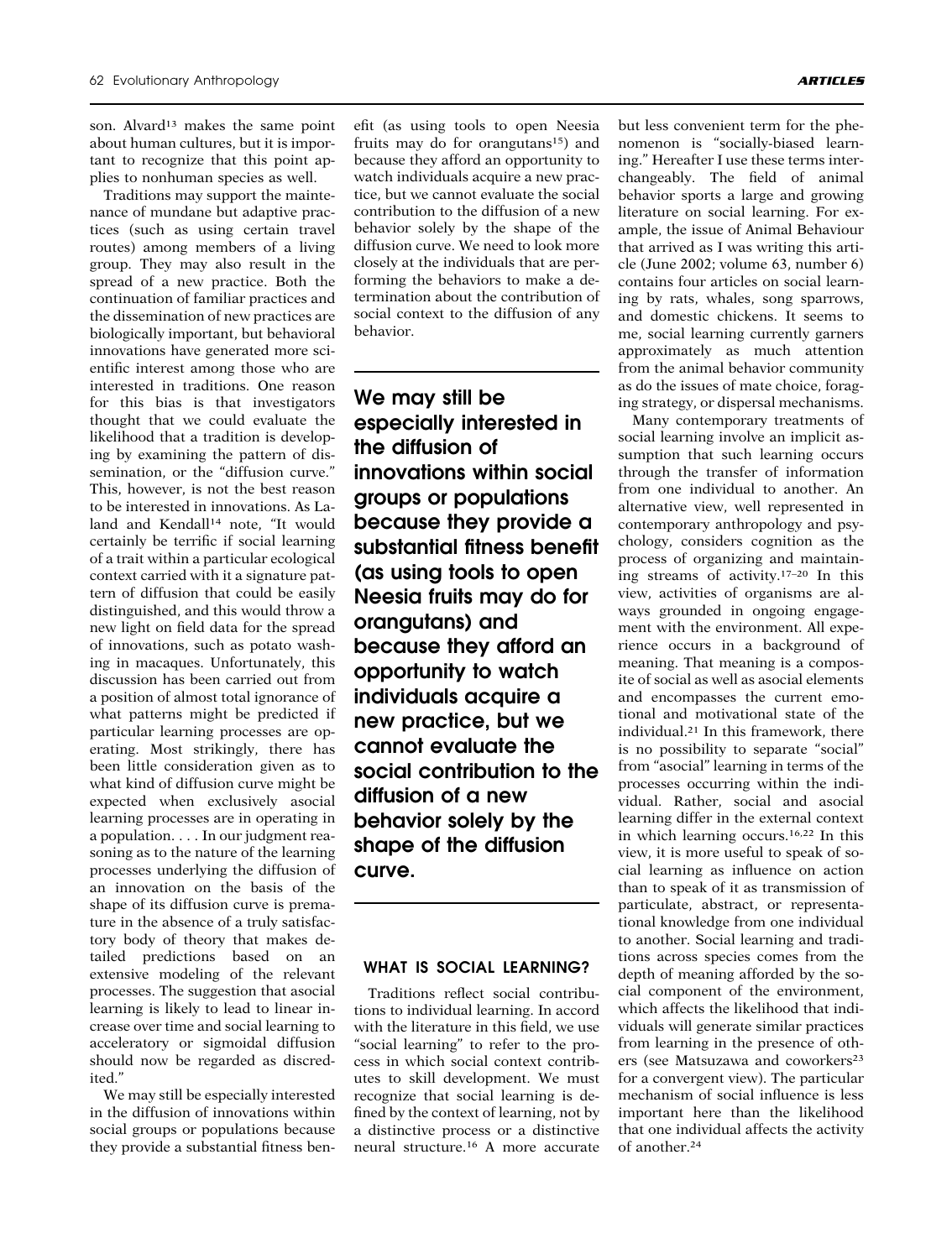son. Alvard[13] makes the same point about human cultures, but it is important to recognize that this point applies to nonhuman species as well.

Traditions may support the maintenance of mundane but adaptive practices (such as using certain travel routes) among members of a living group. They may also result in the spread of a new practice. Both the continuation of familiar practices and the dissemination of new practices are biologically important, but behavioral innovations have generated more scientific interest among those who are interested in traditions. One reason for this bias is that investigators thought that we could evaluate the likelihood that a tradition is developing by examining the pattern of dissemination, or the "diffusion curve." This, however, is not the best reason to be interested in innovations. As Laland and Kendall[14] note, "It would certainly be terrific if social learning of a trait within a particular ecological context carried with it a signature pattern of diffusion that could be easily distinguished, and this would throw a new light on field data for the spread of innovations, such as potato washing in macaques. Unfortunately, this discussion has been carried out from a position of almost total ignorance of what patterns might be predicted if particular learning processes are operating. Most strikingly, there has been little consideration given as to what kind of diffusion curve might be expected when exclusively asocial learning processes are in operating in a population. . . . In our judgment reasoning as to the nature of the learning processes underlying the diffusion of an innovation on the basis of the shape of its diffusion curve is premature in the absence of a truly satisfactory body of theory that makes detailed predictions based on an extensive modeling of the relevant processes. The suggestion that asocial learning is likely to lead to linear increase over time and social learning to acceleratory or sigmoidal diffusion should now be regarded as discredited."

We may still be especially interested in the diffusion of innovations within social groups or populations because they provide a substantial fitness benefit (as using tools to open Neesia fruits may do for orangutans[15]) and because they afford an opportunity to watch individuals acquire a new practice, but we cannot evaluate the social contribution to the diffusion of a new behavior solely by the shape of the diffusion curve. We need to look more closely at the individuals that are performing the behaviors to make a determination about the contribution of social context to the diffusion of any behavior.

**We may still be especially interested in the diffusion of innovations within social groups or populations because they provide a substantial fitness benefit (as using tools to open Neesia fruits may do for orangutans) and because they afford an opportunity to watch individuals acquire a new practice, but we cannot evaluate the social contribution to the diffusion of a new behavior solely by the shape of the diffusion curve.**

## WHAT IS SOCIAL LEARNING?

Traditions reflect social contributions to individual learning. In accord with the literature in this field, we use "social learning" to refer to the process in which social context contributes to skill development. We must recognize that social learning is defined by the context of learning, not by a distinctive process or a distinctive neural structure.[16] A more accurate but less convenient term for the phenomenon is "socially-biased learning." Hereafter I use these terms interchangeably. The field of animal behavior sports a large and growing literature on social learning. For example, the issue of Animal Behaviour that arrived as I was writing this article (June 2002; volume 63, number 6) contains four articles on social learning by rats, whales, song sparrows, and domestic chickens. It seems to me, social learning currently garners approximately as much attention from the animal behavior community as do the issues of mate choice, foraging strategy, or dispersal mechanisms.

Many contemporary treatments of social learning involve an implicit assumption that such learning occurs through the transfer of information from one individual to another. An alternative view, well represented in contemporary anthropology and psychology, considers cognition as the process of organizing and maintaining streams of activity.[17–20] In this view, activities of organisms are always grounded in ongoing engagement with the environment. All experience occurs in a background of meaning. That meaning is a composite of social as well as asocial elements and encompasses the current emotional and motivational state of the individual.[21] In this framework, there is no possibility to separate "social" from "asocial" learning in terms of the processes occurring within the individual. Rather, social and asocial learning differ in the external context in which learning occurs.[16,22] In this view, it is more useful to speak of social learning as influence on action than to speak of it as transmission of particulate, abstract, or representational knowledge from one individual to another. Social learning and traditions across species comes from the depth of meaning afforded by the social component of the environment, which affects the likelihood that individuals will generate similar practices from learning in the presence of others (see Matsuzawa and coworkers[23] for a convergent view). The particular mechanism of social influence is less important here than the likelihood that one individual affects the activity of another.[24]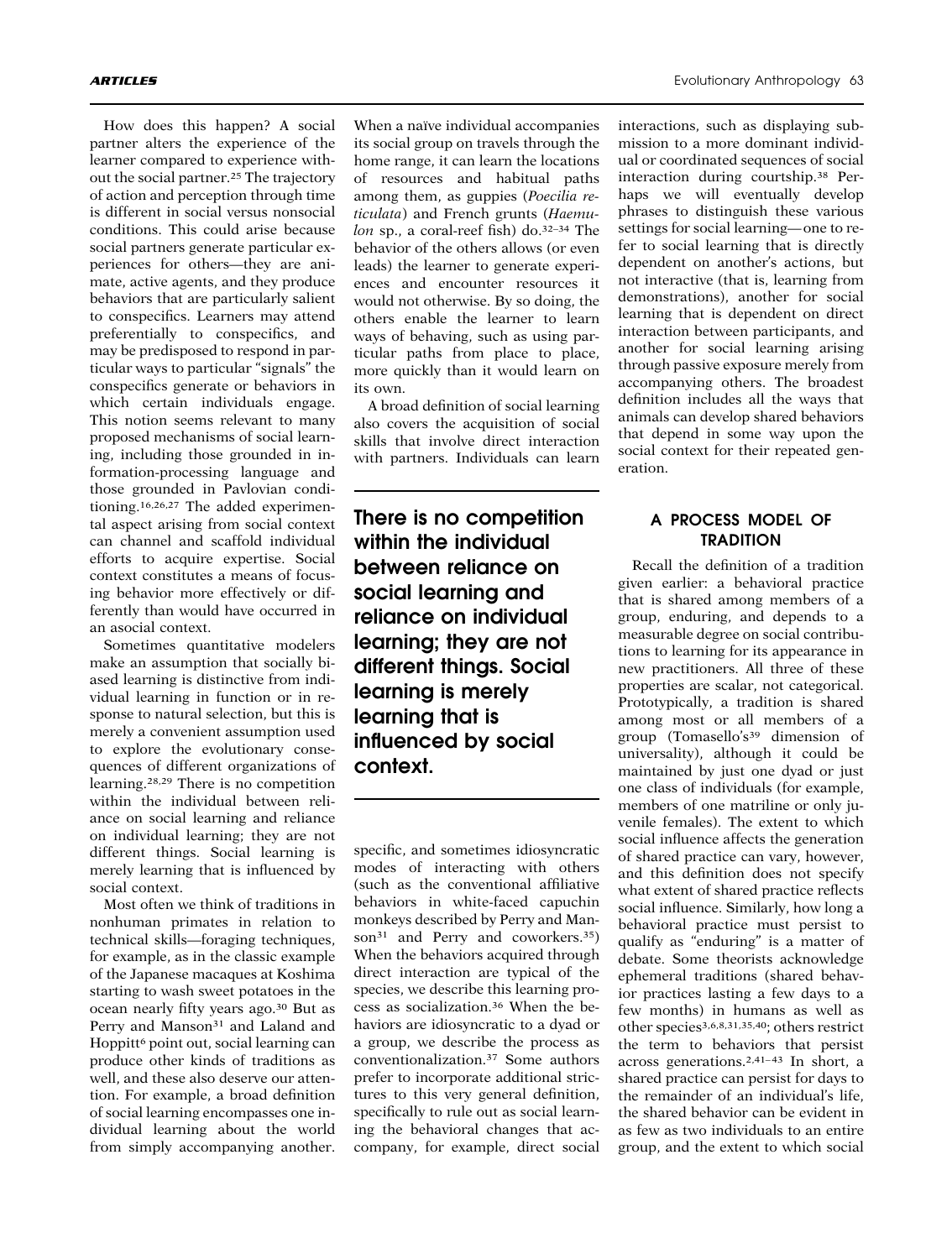How does this happen? A social partner alters the experience of the learner compared to experience without the social partner.[25] The trajectory of action and perception through time is different in social versus nonsocial conditions. This could arise because social partners generate particular experiences for others—they are animate, active agents, and they produce behaviors that are particularly salient to conspecifics. Learners may attend preferentially to conspecifics, and may be predisposed to respond in particular ways to particular "signals" the conspecifics generate or behaviors in which certain individuals engage. This notion seems relevant to many proposed mechanisms of social learning, including those grounded in information-processing language and those grounded in Pavlovian conditioning.[16,26,27] The added experimental aspect arising from social context can channel and scaffold individual efforts to acquire expertise. Social context constitutes a means of focusing behavior more effectively or differently than would have occurred in an asocial context.

Sometimes quantitative modelers make an assumption that socially biased learning is distinctive from individual learning in function or in response to natural selection, but this is merely a convenient assumption used to explore the evolutionary consequences of different organizations of learning.[28,29] There is no competition within the individual between reliance on social learning and reliance on individual learning; they are not different things. Social learning is merely learning that is influenced by social context.

Most often we think of traditions in nonhuman primates in relation to technical skills—foraging techniques, for example, as in the classic example of the Japanese macaques at Koshima starting to wash sweet potatoes in the ocean nearly fifty years ago.[30] But as Perry and Manson[31] and Laland and Hoppitt[6] point out, social learning can produce other kinds of traditions as well, and these also deserve our attention. For example, a broad definition of social learning encompasses one individual learning about the world from simply accompanying another. When a naïve individual accompanies its social group on travels through the home range, it can learn the locations of resources and habitual paths among them, as guppies (*Poecilia reticulata*) and French grunts (*Haemulon* sp., a coral-reef fish) do.[32–34] The behavior of the others allows (or even leads) the learner to generate experiences and encounter resources it would not otherwise. By so doing, the others enable the learner to learn ways of behaving, such as using particular paths from place to place, more quickly than it would learn on its own.

A broad definition of social learning also covers the acquisition of social skills that involve direct interaction with partners. Individuals can learn specific, and sometimes idiosyncratic modes of interacting with others (such as the conventional affiliative behaviors in white-faced capuchin monkeys described by Perry and Manson[31] and Perry and coworkers.[35]) When the behaviors acquired through direct interaction are typical of the species, we describe this learning process as socialization.[36] When the behaviors are idiosyncratic to a dyad or a group, we describe the process as conventionalization.[37] Some authors prefer to incorporate additional strictures to this very general definition, specifically to rule out as social learning the behavioral changes that accompany, for example, direct social interactions, such as displaying submission to a more dominant individual or coordinated sequences of social interaction during courtship.[38] Perhaps we will eventually develop phrases to distinguish these various settings for social learning—one to refer to social learning that is directly dependent on another's actions, but not interactive (that is, learning from demonstrations), another for social learning that is dependent on direct interaction between participants, and another for social learning arising through passive exposure merely from accompanying others. The broadest definition includes all the ways that animals can develop shared behaviors that depend in some way upon the social context for their repeated generation.

**There is no competition within the individual between reliance on social learning and reliance on individual learning; they are not different things. Social learning is merely learning that is influenced by social context.**

## A PROCESS MODEL OF TRADITION

Recall the definition of a tradition given earlier: a behavioral practice that is shared among members of a group, enduring, and depends to a measurable degree on social contributions to learning for its appearance in new practitioners. All three of these properties are scalar, not categorical. Prototypically, a tradition is shared among most or all members of a group (Tomasello's[39] dimension of universality), although it could be maintained by just one dyad or just one class of individuals (for example, members of one matriline or only juvenile females). The extent to which social influence affects the generation of shared practice can vary, however, and this definition does not specify what extent of shared practice reflects social influence. Similarly, how long a behavioral practice must persist to qualify as "enduring" is a matter of debate. Some theorists acknowledge ephemeral traditions (shared behavior practices lasting a few days to a few months) in humans as well as other species[3,6,8,31,35,40]; others restrict the term to behaviors that persist across generations.[2,41–43] In short, a shared practice can persist for days to the remainder of an individual's life, the shared behavior can be evident in as few as two individuals to an entire group, and the extent to which social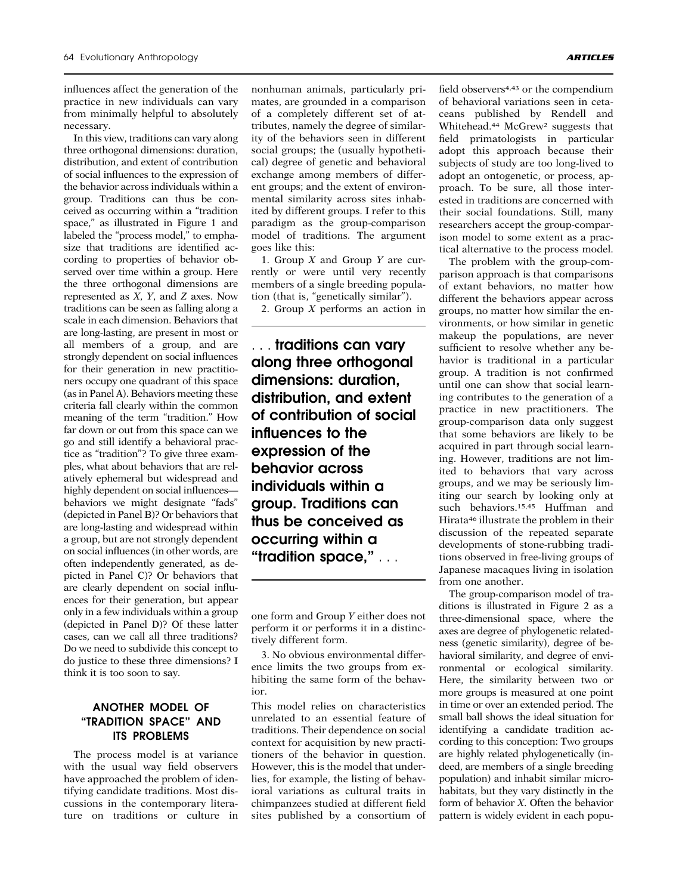influences affect the generation of the practice in new individuals can vary from minimally helpful to absolutely necessary.

In this view, traditions can vary along three orthogonal dimensions: duration, distribution, and extent of contribution of social influences to the expression of the behavior across individuals within a group. Traditions can thus be conceived as occurring within a "tradition space," as illustrated in Figure 1 and labeled the "process model," to emphasize that traditions are identified according to properties of behavior observed over time within a group. Here the three orthogonal dimensions are represented as *X*, *Y*, and *Z* axes. Now traditions can be seen as falling along a scale in each dimension. Behaviors that are long-lasting, are present in most or all members of a group, and are strongly dependent on social influences for their generation in new practitioners occupy one quadrant of this space (as in Panel A). Behaviors meeting these criteria fall clearly within the common meaning of the term "tradition." How far down or out from this space can we go and still identify a behavioral practice as "tradition"? To give three examples, what about behaviors that are relatively ephemeral but widespread and highly dependent on social influences—behaviors we might designate "fads" (depicted in Panel B)? Or behaviors that are long-lasting and widespread within a group, but are not strongly dependent on social influences (in other words, are often independently generated, as depicted in Panel C)? Or behaviors that are clearly dependent on social influences for their generation, but appear only in a few individuals within a group (depicted in Panel D)? Of these latter cases, can we call all three traditions? Do we need to subdivide this concept to do justice to these three dimensions? I think it is too soon to say.

## ANOTHER MODEL OF "TRADITION SPACE" AND ITS PROBLEMS

The process model is at variance with the usual way field observers have approached the problem of identifying candidate traditions. Most discussions in the contemporary literature on traditions or culture in nonhuman animals, particularly primates, are grounded in a comparison of a completely different set of attributes, namely the degree of similarity of the behaviors seen in different social groups; the (usually hypothetical) degree of genetic and behavioral exchange among members of different groups; and the extent of environmental similarity across sites inhabited by different groups. I refer to this paradigm as the group-comparison model of traditions. The argument goes like this:

1. Group *X* and Group *Y* are currently or were until very recently members of a single breeding population (that is, "genetically similar").
2. Group *X* performs an action in one form and Group *Y* either does not perform it or performs it in a distinctively different form.
3. No obvious environmental difference limits the two groups from exhibiting the same form of the behavior.

**. . . traditions can vary along three orthogonal dimensions: duration, distribution, and extent of contribution of social influences to the expression of the behavior across individuals within a group. Traditions can thus be conceived as occurring within a "tradition space," . . .**

This model relies on characteristics unrelated to an essential feature of traditions. Their dependence on social context for acquisition by new practitioners of the behavior in question. However, this is the model that underlies, for example, the listing of behavioral variations as cultural traits in chimpanzees studied at different field sites published by a consortium of field observers[4,43] or the compendium of behavioral variations seen in cetaceans published by Rendell and Whitehead.[44] McGrew[2] suggests that field primatologists in particular adopt this approach because their subjects of study are too long-lived to adopt an ontogenetic, or process, approach. To be sure, all those interested in traditions are concerned with their social foundations. Still, many researchers accept the group-comparison model to some extent as a practical alternative to the process model.

The problem with the group-comparison approach is that comparisons of extant behaviors, no matter how different the behaviors appear across groups, no matter how similar the environments, or how similar in genetic makeup the populations, are never sufficient to resolve whether any behavior is traditional in a particular group. A tradition is not confirmed until one can show that social learning contributes to the generation of a practice in new practitioners. The group-comparison data only suggest that some behaviors are likely to be acquired in part through social learning. However, traditions are not limited to behaviors that vary across groups, and we may be seriously limiting our search by looking only at such behaviors.[15,45] Huffman and Hirata[46] illustrate the problem in their discussion of the repeated separate developments of stone-rubbing traditions observed in free-living groups of Japanese macaques living in isolation from one another.

The group-comparison model of traditions is illustrated in Figure 2 as a three-dimensional space, where the axes are degree of phylogenetic relatedness (genetic similarity), degree of behavioral similarity, and degree of environmental or ecological similarity. Here, the similarity between two or more groups is measured at one point in time or over an extended period. The small ball shows the ideal situation for identifying a candidate tradition according to this conception: Two groups are highly related phylogenetically (indeed, are members of a single breeding population) and inhabit similar microhabitats, but they vary distinctly in the form of behavior *X*. Often the behavior pattern is widely evident in each popu-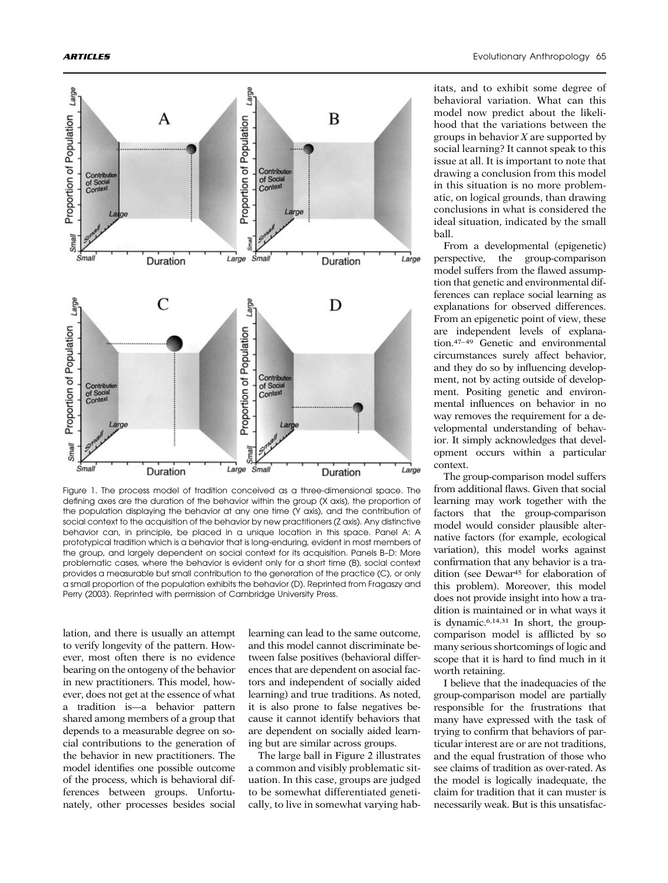A

B

C

D

Proportion of Population

Small

Large

Contribution of Social Context

Small

Large

Duration

Small

Large

Figure 1. The process model of tradition conceived as a three-dimensional space. The defining axes are the duration of the behavior within the group (X axis), the proportion of the population displaying the behavior at any one time (Y axis), and the contribution of social context to the acquisition of the behavior by new practitioners (Z axis). Any distinctive behavior can, in principle, be placed in a unique location in this space. Panel A: A prototypical tradition which is a behavior that is long-enduring, evident in most members of the group, and largely dependent on social context for its acquisition. Panels B–D: More problematic cases, where the behavior is evident only for a short time (B), social context provides a measurable but small contribution to the generation of the practice (C), or only a small proportion of the population exhibits the behavior (D). Reprinted from Fragaszy and Perry (2003). Reprinted with permission of Cambridge University Press.

lation, and there is usually an attempt to verify longevity of the pattern. However, most often there is no evidence bearing on the ontogeny of the behavior in new practitioners. This model, however, does not get at the essence of what a tradition is—a behavior pattern shared among members of a group that depends to a measurable degree on social contributions to the generation of the behavior in new practitioners. The model identifies one possible outcome of the process, which is behavioral differences between groups. Unfortunately, other processes besides social learning can lead to the same outcome, and this model cannot discriminate between false positives (behavioral differences that are dependent on asocial factors and independent of socially aided learning) and true traditions. As noted, it is also prone to false negatives because it cannot identify behaviors that are dependent on socially aided learning but are similar across groups.

The large ball in Figure 2 illustrates a common and visibly problematic situation. In this case, groups are judged to be somewhat differentiated genetically, to live in somewhat varying habitats, and to exhibit some degree of behavioral variation. What can this model now predict about the likelihood that the variations between the groups in behavior *X* are supported by social learning? It cannot speak to this issue at all. It is important to note that drawing a conclusion from this model in this situation is no more problematic, on logical grounds, than drawing conclusions in what is considered the ideal situation, indicated by the small ball.

From a developmental (epigenetic) perspective, the group-comparison model suffers from the flawed assumption that genetic and environmental differences can replace social learning as explanations for observed differences. From an epigenetic point of view, these are independent levels of explanation.[47–49] Genetic and environmental circumstances surely affect behavior, and they do so by influencing development, not by acting outside of development. Positing genetic and environmental influences on behavior in no way removes the requirement for a developmental understanding of behavior. It simply acknowledges that development occurs within a particular context.

The group-comparison model suffers from additional flaws. Given that social learning may work together with the factors that the group-comparison model would consider plausible alternative factors (for example, ecological variation), this model works against confirmation that any behavior is a tradition (see Dewar[45] for elaboration of this problem). Moreover, this model does not provide insight into how a tradition is maintained or in what ways it is dynamic.[6,14,31] In short, the group-comparison model is afflicted by so many serious shortcomings of logic and scope that it is hard to find much in it worth retaining.

I believe that the inadequacies of the group-comparison model are partially responsible for the frustrations that many have expressed with the task of trying to confirm that behaviors of particular interest are or are not traditions, and the equal frustration of those who see claims of tradition as over-rated. As the model is logically inadequate, the claim for tradition that it can muster is necessarily weak. But is this unsatisfac-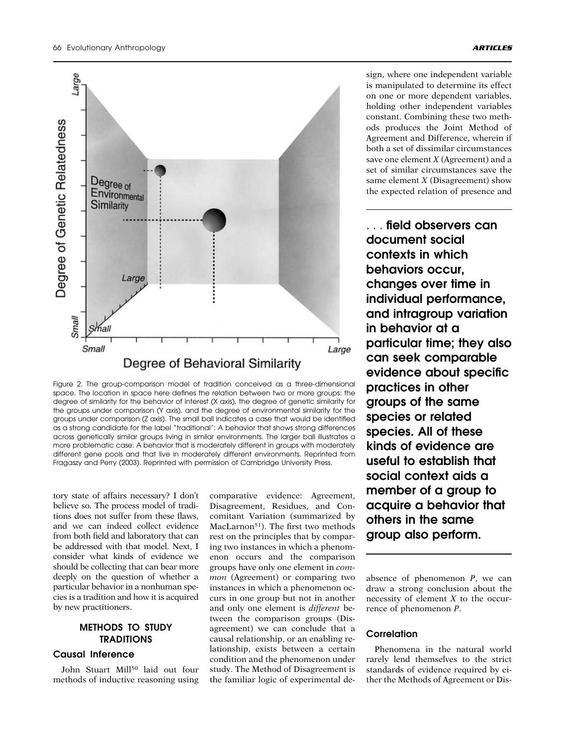Large

Degree of Genetic Relatedness

Degree of Environmental Similarity

Large

Small

Small

Small

Large

Degree of Behavioral Similarity

Figure 2. The group-comparison model of tradition conceived as a three-dimensional space. The location in space here defines the relation between two or more groups: the degree of similarity for the behavior of interest (X axis), the degree of genetic similarity for the groups under comparison (Y axis), and the degree of environmental similarity for the groups under comparison (Z axis). The small ball indicates a case that would be identified as a strong candidate for the label "traditional": A behavior that shows strong differences across genetically similar groups living in similar environments. The larger ball illustrates a more problematic case: A behavior that is moderately different in groups with moderately different gene pools and that live in moderately different environments. Reprinted from Fragaszy and Perry (2003). Reprinted with permission of Cambridge University Press.

tory state of affairs necessary? I don't believe so. The process model of traditions does not suffer from these flaws, and we can indeed collect evidence from both field and laboratory that can be addressed with that model. Next, I consider what kinds of evidence we should be collecting that can bear more deeply on the question of whether a particular behavior in a nonhuman species is a tradition and how it is acquired by new practitioners.

## METHODS TO STUDY TRADITIONS

### Causal Inference

John Stuart Mill[50] laid out four methods of inductive reasoning using comparative evidence: Agreement, Disagreement, Residues, and Concomitant Variation (summarized by MacLarnon[51]). The first two methods rest on the principles that by comparing two instances in which a phenomenon occurs and the comparison groups have only one element in *common* (Agreement) or comparing two instances in which a phenomenon occurs in one group but not in another and only one element is *different* between the comparison groups (Disagreement) we can conclude that a causal relationship, or an enabling relationship, exists between a certain condition and the phenomenon under study. The Method of Disagreement is the familiar logic of experimental design, where one independent variable is manipulated to determine its effect on one or more dependent variables, holding other independent variables constant. Combining these two methods produces the Joint Method of Agreement and Difference, wherein if both a set of dissimilar circumstances save one element *X* (Agreement) and a set of similar circumstances save the same element *X* (Disagreement) show the expected relation of presence and absence of phenomenon *P*, we can draw a strong conclusion about the necessity of element *X* to the occurrence of phenomenon *P*.

**. . . field observers can document social contexts in which behaviors occur, changes over time in individual performance, and intragroup variation in behavior at a particular time; they also can seek comparable evidence about specific practices in other groups of the same species or related species. All of these kinds of evidence are useful to establish that social context aids a member of a group to acquire a behavior that others in the same group also perform.**

### Correlation

Phenomena in the natural world rarely lend themselves to the strict standards of evidence required by either the Methods of Agreement or Dis-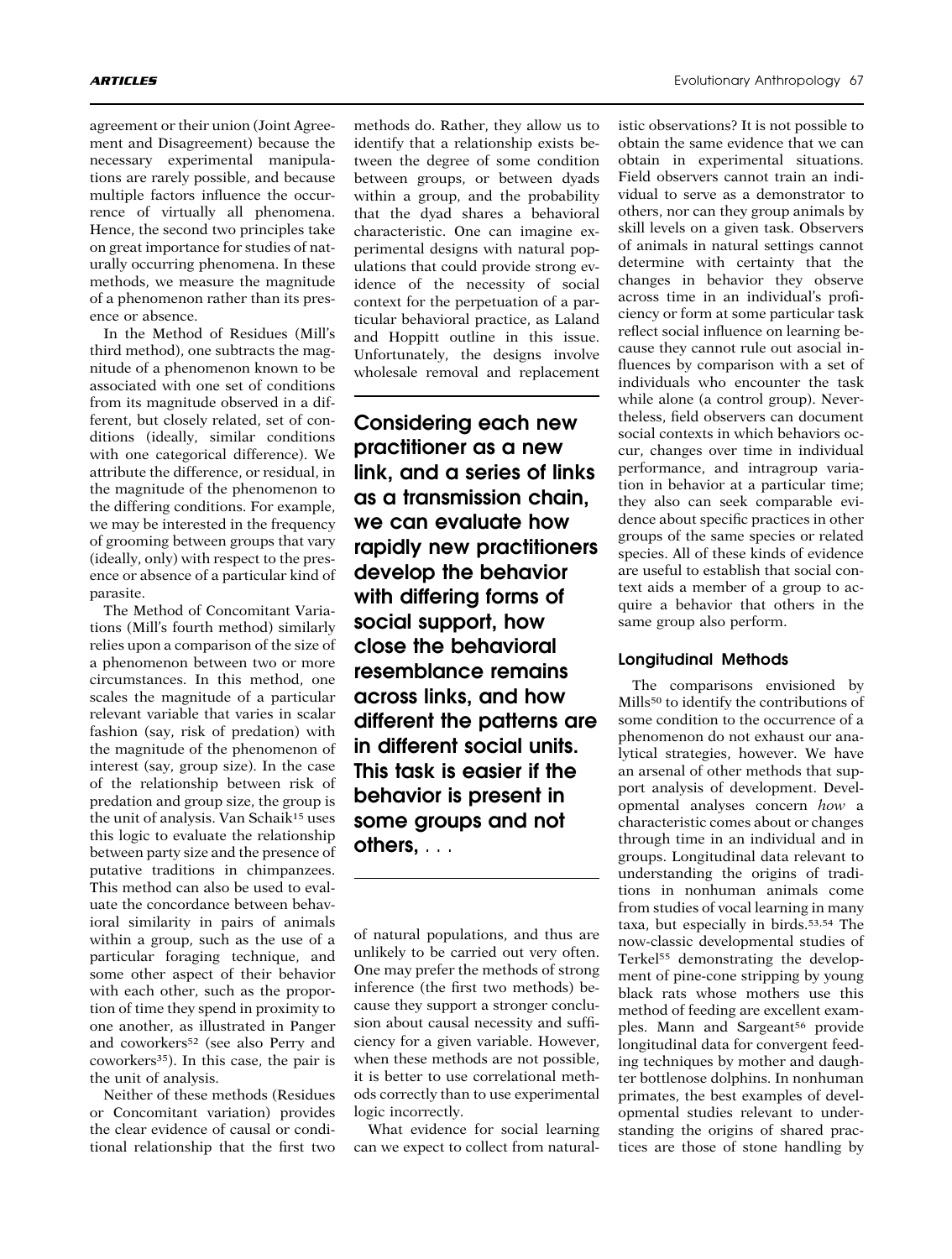agreement or their union (Joint Agreement and Disagreement) because the necessary experimental manipulations are rarely possible, and because multiple factors influence the occurrence of virtually all phenomena. Hence, the second two principles take on great importance for studies of naturally occurring phenomena. In these methods, we measure the magnitude of a phenomenon rather than its presence or absence.

In the Method of Residues (Mill's third method), one subtracts the magnitude of a phenomenon known to be associated with one set of conditions from its magnitude observed in a different, but closely related, set of conditions (ideally, similar conditions with one categorical difference). We attribute the difference, or residual, in the magnitude of the phenomenon to the differing conditions. For example, we may be interested in the frequency of grooming between groups that vary (ideally, only) with respect to the presence or absence of a particular kind of parasite.

The Method of Concomitant Variations (Mill's fourth method) similarly relies upon a comparison of the size of a phenomenon between two or more circumstances. In this method, one scales the magnitude of a particular relevant variable that varies in scalar fashion (say, risk of predation) with the magnitude of the phenomenon of interest (say, group size). In the case of the relationship between risk of predation and group size, the group is the unit of analysis. Van Schaik[15] uses this logic to evaluate the relationship between party size and the presence of putative traditions in chimpanzees. This method can also be used to evaluate the concordance between behavioral similarity in pairs of animals within a group, such as the use of a particular foraging technique, and some other aspect of their behavior with each other, such as the proportion of time they spend in proximity to one another, as illustrated in Panger and coworkers[52] (see also Perry and coworkers[35]). In this case, the pair is the unit of analysis.

Neither of these methods (Residues or Concomitant variation) provides the clear evidence of causal or conditional relationship that the first two methods do. Rather, they allow us to identify that a relationship exists between the degree of some condition between groups, or between dyads within a group, and the probability that the dyad shares a behavioral characteristic. One can imagine experimental designs with natural populations that could provide strong evidence of the necessity of social context for the perpetuation of a particular behavioral practice, as Laland and Hoppitt outline in this issue. Unfortunately, the designs involve wholesale removal and replacement of natural populations, and thus are unlikely to be carried out very often. One may prefer the methods of strong inference (the first two methods) because they support a stronger conclusion about causal necessity and sufficiency for a given variable. However, when these methods are not possible, it is better to use correlational methods correctly than to use experimental logic incorrectly.

**Considering each new practitioner as a new link, and a series of links as a transmission chain, we can evaluate how rapidly new practitioners develop the behavior with differing forms of social support, how close the behavioral resemblance remains across links, and how different the patterns are in different social units. This task is easier if the behavior is present in some groups and not others, . . .**

What evidence for social learning can we expect to collect from naturalistic observations? It is not possible to obtain the same evidence that we can obtain in experimental situations. Field observers cannot train an individual to serve as a demonstrator to others, nor can they group animals by skill levels on a given task. Observers of animals in natural settings cannot determine with certainty that the changes in behavior they observe across time in an individual's proficiency or form at some particular task reflect social influence on learning because they cannot rule out asocial influences by comparison with a set of individuals who encounter the task while alone (a control group). Nevertheless, field observers can document social contexts in which behaviors occur, changes over time in individual performance, and intragroup variation in behavior at a particular time; they also can seek comparable evidence about specific practices in other groups of the same species or related species. All of these kinds of evidence are useful to establish that social context aids a member of a group to acquire a behavior that others in the same group also perform.

## Longitudinal Methods

The comparisons envisioned by Mills[50] to identify the contributions of some condition to the occurrence of a phenomenon do not exhaust our analytical strategies, however. We have an arsenal of other methods that support analysis of development. Developmental analyses concern *how* a characteristic comes about or changes through time in an individual and in groups. Longitudinal data relevant to understanding the origins of traditions in nonhuman animals come from studies of vocal learning in many taxa, but especially in birds.[53,54] The now-classic developmental studies of Terkel[55] demonstrating the development of pine-cone stripping by young black rats whose mothers use this method of feeding are excellent examples. Mann and Sargeant[56] provide longitudinal data for convergent feeding techniques by mother and daughter bottlenose dolphins. In nonhuman primates, the best examples of developmental studies relevant to understanding the origins of shared practices are those of stone handling by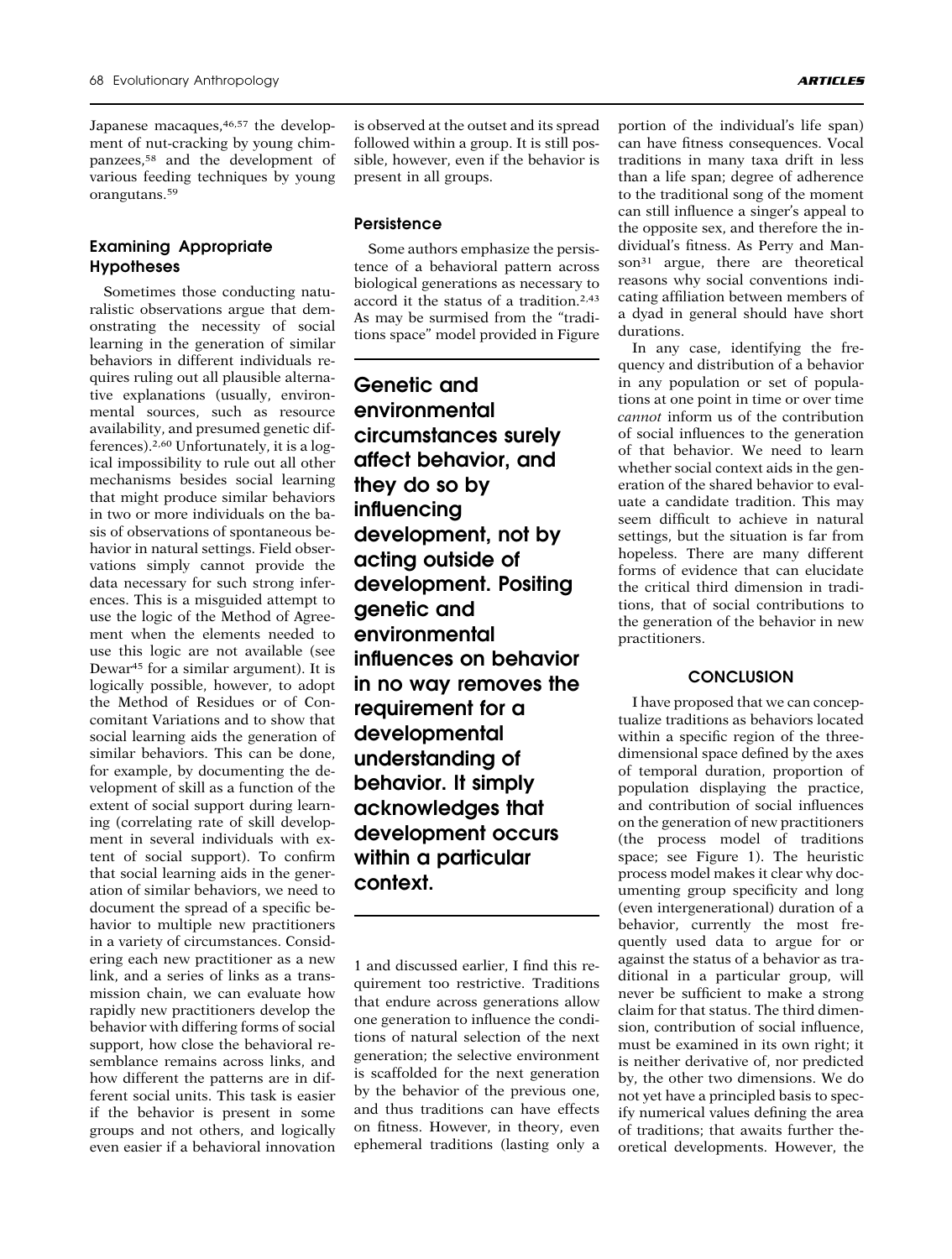Japanese macaques,[46,57] the development of nut-cracking by young chimpanzees,[58] and the development of various feeding techniques by young orangutans.[59]

### Examining Appropriate Hypotheses

Sometimes those conducting naturalistic observations argue that demonstrating the necessity of social learning in the generation of similar behaviors in different individuals requires ruling out all plausible alternative explanations (usually, environmental sources, such as resource availability, and presumed genetic differences).[2,60] Unfortunately, it is a logical impossibility to rule out all other mechanisms besides social learning that might produce similar behaviors in two or more individuals on the basis of observations of spontaneous behavior in natural settings. Field observations simply cannot provide the data necessary for such strong inferences. This is a misguided attempt to use the logic of the Method of Agreement when the elements needed to use this logic are not available (see Dewar[45] for a similar argument). It is logically possible, however, to adopt the Method of Residues or of Concomitant Variations and to show that social learning aids the generation of similar behaviors. This can be done, for example, by documenting the development of skill as a function of the extent of social support during learning (correlating rate of skill development in several individuals with extent of social support). To confirm that social learning aids in the generation of similar behaviors, we need to document the spread of a specific behavior to multiple new practitioners in a variety of circumstances. Considering each new practitioner as a new link, and a series of links as a transmission chain, we can evaluate how rapidly new practitioners develop the behavior with differing forms of social support, how close the behavioral resemblance remains across links, and how different the patterns are in different social units. This task is easier if the behavior is present in some groups and not others, and logically even easier if a behavioral innovation is observed at the outset and its spread followed within a group. It is still possible, however, even if the behavior is present in all groups.

### Persistence

Some authors emphasize the persistence of a behavioral pattern across biological generations as necessary to accord it the status of a tradition.[2,43] As may be surmised from the "traditions space" model provided in Figure 1 and discussed earlier, I find this requirement too restrictive. Traditions that endure across generations allow one generation to influence the conditions of natural selection of the next generation; the selective environment is scaffolded for the next generation by the behavior of the previous one, and thus traditions can have effects on fitness. However, in theory, even ephemeral traditions (lasting only a portion of the individual's life span) can have fitness consequences. Vocal traditions in many taxa drift in less than a life span; degree of adherence to the traditional song of the moment can still influence a singer's appeal to the opposite sex, and therefore the individual's fitness. As Perry and Manson[31] argue, there are theoretical reasons why social conventions indicating affiliation between members of a dyad in general should have short durations.

**Genetic and environmental circumstances surely affect behavior, and they do so by influencing development, not by acting outside of development. Positing genetic and environmental influences on behavior in no way removes the requirement for a developmental understanding of behavior. It simply acknowledges that development occurs within a particular context.**

In any case, identifying the frequency and distribution of a behavior in any population or set of populations at one point in time or over time *cannot* inform us of the contribution of social influences to the generation of that behavior. We need to learn whether social context aids in the generation of the shared behavior to evaluate a candidate tradition. This may seem difficult to achieve in natural settings, but the situation is far from hopeless. There are many different forms of evidence that can elucidate the critical third dimension in traditions, that of social contributions to the generation of the behavior in new practitioners.

## CONCLUSION

I have proposed that we can conceptualize traditions as behaviors located within a specific region of the three-dimensional space defined by the axes of temporal duration, proportion of population displaying the practice, and contribution of social influences on the generation of new practitioners (the process model of traditions space; see Figure 1). The heuristic process model makes it clear why documenting group specificity and long (even intergenerational) duration of a behavior, currently the most frequently used data to argue for or against the status of a behavior as traditional in a particular group, will never be sufficient to make a strong claim for that status. The third dimension, contribution of social influence, must be examined in its own right; it is neither derivative of, nor predicted by, the other two dimensions. We do not yet have a principled basis to specify numerical values defining the area of traditions; that awaits further theoretical developments. However, the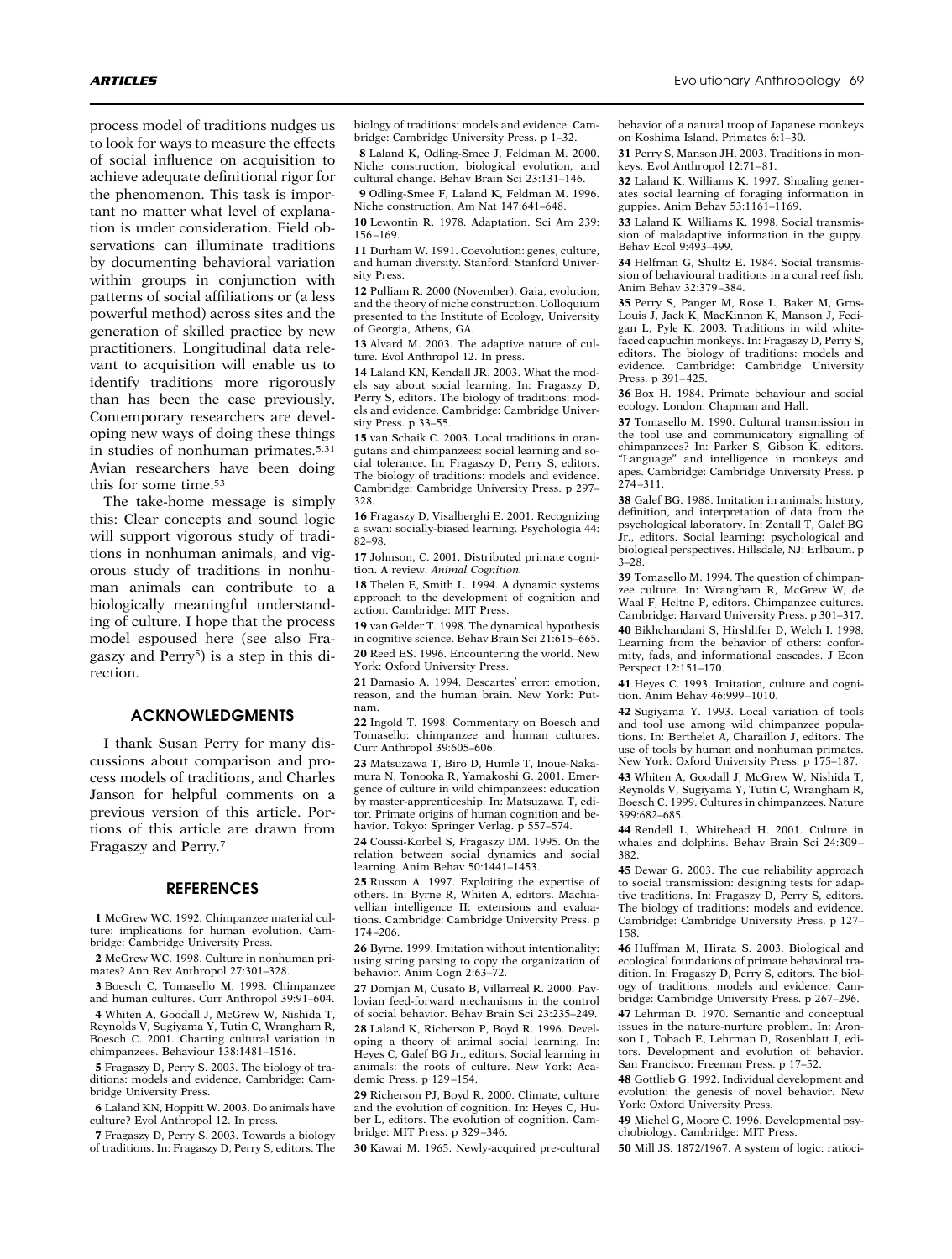process model of traditions nudges us to look for ways to measure the effects of social influence on acquisition to achieve adequate definitional rigor for the phenomenon. This task is important no matter what level of explanation is under consideration. Field observations can illuminate traditions by documenting behavioral variation within groups in conjunction with patterns of social affiliations or (a less powerful method) across sites and the generation of skilled practice by new practitioners. Longitudinal data relevant to acquisition will enable us to identify traditions more rigorously than has been the case previously. Contemporary researchers are developing new ways of doing these things in studies of nonhuman primates.[5,31] Avian researchers have been doing this for some time.[53]

The take-home message is simply this: Clear concepts and sound logic will support vigorous study of traditions in nonhuman animals, and vigorous study of traditions in nonhuman animals can contribute to a biologically meaningful understanding of culture. I hope that the process model espoused here (see also Fragaszy and Perry[5]) is a step in this direction.

## ACKNOWLEDGMENTS

I thank Susan Perry for many discussions about comparison and process models of traditions, and Charles Janson for helpful comments on a previous version of this article. Portions of this article are drawn from Fragaszy and Perry.[7]

## REFERENCES

**1** McGrew WC. 1992. Chimpanzee material culture: implications for human evolution. Cambridge: Cambridge University Press.

**2** McGrew WC. 1998. Culture in nonhuman primates? Ann Rev Anthropol 27:301–328.

**3** Boesch C, Tomasello M. 1998. Chimpanzee and human cultures. Curr Anthropol 39:91–604.

**4** Whiten A, Goodall J, McGrew W, Nishida T, Reynolds V, Sugiyama Y, Tutin C, Wrangham R, Boesch C. 2001. Charting cultural variation in chimpanzees. Behaviour 138:1481–1516.

**5** Fragaszy D, Perry S. 2003. The biology of traditions: models and evidence. Cambridge: Cambridge University Press.

**6** Laland KN, Hoppitt W. 2003. Do animals have culture? Evol Anthropol 12. In press.

**7** Fragaszy D, Perry S. 2003. Towards a biology of traditions. In: Fragaszy D, Perry S, editors. The biology of traditions: models and evidence. Cambridge: Cambridge University Press. p 1–32.

**8** Laland K, Odling-Smee J, Feldman M. 2000. Niche construction, biological evolution, and cultural change. Behav Brain Sci 23:131–146.

**9** Odling-Smee F, Laland K, Feldman M. 1996. Niche construction. Am Nat 147:641–648.

**10** Lewontin R. 1978. Adaptation. Sci Am 239: 156–169.

**11** Durham W. 1991. Coevolution: genes, culture, and human diversity. Stanford: Stanford University Press.

**12** Pulliam R. 2000 (November). Gaia, evolution, and the theory of niche construction. Colloquium presented to the Institute of Ecology, University of Georgia, Athens, GA.

**13** Alvard M. 2003. The adaptive nature of culture. Evol Anthropol 12. In press.

**14** Laland KN, Kendall JR. 2003. What the models say about social learning. In: Fragaszy D, Perry S, editors. The biology of traditions: models and evidence. Cambridge: Cambridge University Press. p 33–55.

**15** van Schaik C. 2003. Local traditions in orangutans and chimpanzees: social learning and social tolerance. In: Fragaszy D, Perry S, editors. The biology of traditions: models and evidence. Cambridge: Cambridge University Press. p 297–328.

**16** Fragaszy D, Visalberghi E. 2001. Recognizing a swan: socially-biased learning. Psychologia 44: 82–98.

**17** Johnson, C. 2001. Distributed primate cognition. A review. *Animal Cognition.*

**18** Thelen E, Smith L. 1994. A dynamic systems approach to the development of cognition and action. Cambridge: MIT Press.

**19** van Gelder T. 1998. The dynamical hypothesis in cognitive science. Behav Brain Sci 21:615–665.

**20** Reed ES. 1996. Encountering the world. New York: Oxford University Press.

**21** Damasio A. 1994. Descartes' error: emotion, reason, and the human brain. New York: Putnam.

**22** Ingold T. 1998. Commentary on Boesch and Tomasello: chimpanzee and human cultures. Curr Anthropol 39:605–606.

**23** Matsuzawa T, Biro D, Humle T, Inoue-Nakamura N, Tonooka R, Yamakoshi G. 2001. Emergence of culture in wild chimpanzees: education by master-apprenticeship. In: Matsuzawa T, editor. Primate origins of human cognition and behavior. Tokyo: Springer Verlag. p 557–574.

**24** Coussi-Korbel S, Fragaszy DM. 1995. On the relation between social dynamics and social learning. Anim Behav 50:1441–1453.

**25** Russon A. 1997. Exploiting the expertise of others. In: Byrne R, Whiten A, editors. Machiavellian intelligence II: extensions and evaluations. Cambridge: Cambridge University Press. p 174–206.

**26** Byrne. 1999. Imitation without intentionality: using string parsing to copy the organization of behavior. Anim Cogn 2:63–72.

**27** Domjan M, Cusato B, Villarreal R. 2000. Pavlovian feed-forward mechanisms in the control of social behavior. Behav Brain Sci 23:235–249.

**28** Laland K, Richerson P, Boyd R. 1996. Developing a theory of animal social learning. In: Heyes C, Galef BG Jr., editors. Social learning in animals: the roots of culture. New York: Academic Press. p 129–154.

**29** Richerson PJ, Boyd R. 2000. Climate, culture and the evolution of cognition. In: Heyes C, Huber L, editors. The evolution of cognition. Cambridge: MIT Press. p 329–346.

**30** Kawai M. 1965. Newly-acquired pre-cultural behavior of a natural troop of Japanese monkeys on Koshima Island. Primates 6:1–30.

**31** Perry S, Manson JH. 2003. Traditions in monkeys. Evol Anthropol 12:71–81.

**32** Laland K, Williams K. 1997. Shoaling generates social learning of foraging information in guppies. Anim Behav 53:1161–1169.

**33** Laland K, Williams K. 1998. Social transmission of maladaptive information in the guppy. Behav Ecol 9:493–499.

**34** Helfman G, Shultz E. 1984. Social transmission of behavioural traditions in a coral reef fish. Anim Behav 32:379–384.

**35** Perry S, Panger M, Rose L, Baker M, Gros-Louis J, Jack K, MacKinnon K, Manson J, Fedigan L, Pyle K. 2003. Traditions in wild white-faced capuchin monkeys. In: Fragaszy D, Perry S, editors. The biology of traditions: models and evidence. Cambridge: Cambridge University Press. p 391–425.

**36** Box H. 1984. Primate behaviour and social ecology. London: Chapman and Hall.

**37** Tomasello M. 1990. Cultural transmission in the tool use and communicatory signalling of chimpanzees? In: Parker S, Gibson K, editors. "Language" and intelligence in monkeys and apes. Cambridge: Cambridge University Press. p 274–311.

**38** Galef BG. 1988. Imitation in animals: history, definition, and interpretation of data from the psychological laboratory. In: Zentall T, Galef BG Jr., editors. Social learning: psychological and biological perspectives. Hillsdale, NJ: Erlbaum. p 3–28.

**39** Tomasello M. 1994. The question of chimpanzee culture. In: Wrangham R, McGrew W, de Waal F, Heltne P, editors. Chimpanzee cultures. Cambridge: Harvard University Press. p 301–317.

**40** Bikhchandani S, Hirshlifer D, Welch I. 1998. Learning from the behavior of others: conformity, fads, and informational cascades. J Econ Perspect 12:151–170.

**41** Heyes C. 1993. Imitation, culture and cognition. Anim Behav 46:999–1010.

**42** Sugiyama Y. 1993. Local variation of tools and tool use among wild chimpanzee populations. In: Berthelet A, Charaillon J, editors. The use of tools by human and nonhuman primates. New York: Oxford University Press. p 175–187.

**43** Whiten A, Goodall J, McGrew W, Nishida T, Reynolds V, Sugiyama Y, Tutin C, Wrangham R, Boesch C. 1999. Cultures in chimpanzees. Nature 399:682–685.

**44** Rendell L, Whitehead H. 2001. Culture in whales and dolphins. Behav Brain Sci 24:309–382.

**45** Dewar G. 2003. The cue reliability approach to social transmission: designing tests for adaptive traditions. In: Fragaszy D, Perry S, editors. The biology of traditions: models and evidence. Cambridge: Cambridge University Press. p 127–158.

**46** Huffman M, Hirata S. 2003. Biological and ecological foundations of primate behavioral tradition. In: Fragaszy D, Perry S, editors. The biology of traditions: models and evidence. Cambridge: Cambridge University Press. p 267–296.

**47** Lehrman D. 1970. Semantic and conceptual issues in the nature-nurture problem. In: Aronson L, Tobach E, Lehrman D, Rosenblatt J, editors. Development and evolution of behavior. San Francisco: Freeman Press. p 17–52.

**48** Gottlieb G. 1992. Individual development and evolution: the genesis of novel behavior. New York: Oxford University Press.

**49** Michel G, Moore C. 1996. Developmental psychobiology. Cambridge: MIT Press.

**50** Mill JS. 1872/1967. A system of logic: ratioci-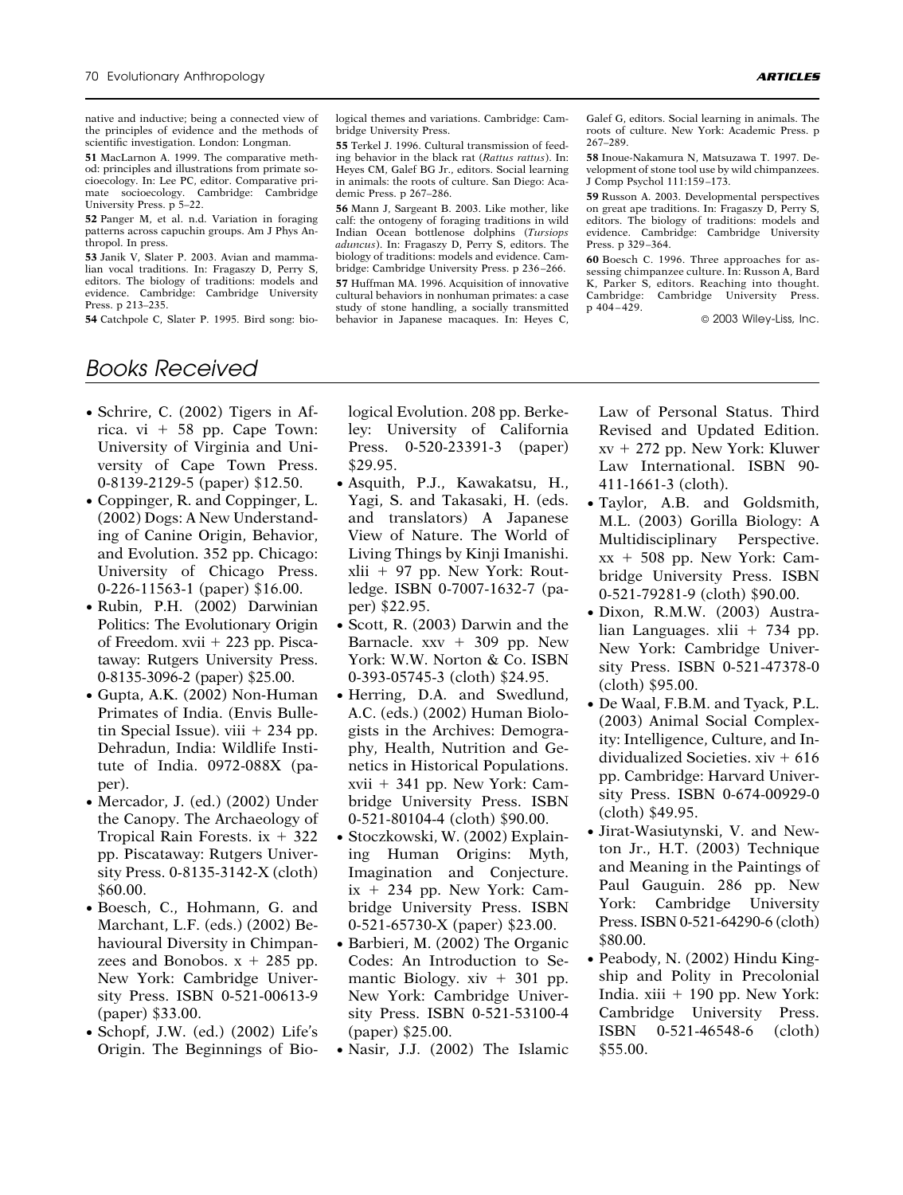native and inductive; being a connected view of the principles of evidence and the methods of scientific investigation. London: Longman.

**51** MacLarnon A. 1999. The comparative method: principles and illustrations from primate socioecology. In: Lee PC, editor. Comparative primate socioecology. Cambridge: Cambridge University Press. p 5–22.

**52** Panger M, et al. n.d. Variation in foraging patterns across capuchin groups. Am J Phys Anthropol. In press.

**53** Janik V, Slater P. 2003. Avian and mammalian vocal traditions. In: Fragaszy D, Perry S, editors. The biology of traditions: models and evidence. Cambridge: Cambridge University Press. p 213–235.

**54** Catchpole C, Slater P. 1995. Bird song: biological themes and variations. Cambridge: Cambridge University Press.

**55** Terkel J. 1996. Cultural transmission of feeding behavior in the black rat (*Rattus rattus*). In: Heyes CM, Galef BG Jr., editors. Social learning in animals: the roots of culture. San Diego: Academic Press. p 267–286.

**56** Mann J, Sargeant B. 2003. Like mother, like calf: the ontogeny of foraging traditions in wild Indian Ocean bottlenose dolphins (*Tursiops aduncus*). In: Fragaszy D, Perry S, editors. The biology of traditions: models and evidence. Cambridge: Cambridge University Press. p 236–266.

**57** Huffman MA. 1996. Acquisition of innovative cultural behaviors in nonhuman primates: a case study of stone handling, a socially transmitted behavior in Japanese macaques. In: Heyes C, Galef G, editors. Social learning in animals. The roots of culture. New York: Academic Press. p 267–289.

**58** Inoue-Nakamura N, Matsuzawa T. 1997. Development of stone tool use by wild chimpanzees. J Comp Psychol 111:159–173.

**59** Russon A. 2003. Developmental perspectives on great ape traditions. In: Fragaszy D, Perry S, editors. The biology of traditions: models and evidence. Cambridge: Cambridge University Press. p 329–364.

**60** Boesch C. 1996. Three approaches for assessing chimpanzee culture. In: Russon A, Bard K, Parker S, editors. Reaching into thought. Cambridge: Cambridge University Press. p 404–429.

© 2003 Wiley-Liss, Inc.

## Books Received

- Schrire, C. (2002) Tigers in Africa. vi + 58 pp. Cape Town: University of Virginia and University of Cape Town Press. 0-8139-2129-5 (paper) $12.50.
- Coppinger, R. and Coppinger, L. (2002) Dogs: A New Understanding of Canine Origin, Behavior, and Evolution. 352 pp. Chicago: University of Chicago Press. 0-226-11563-1 (paper) $16.00.
- Rubin, P.H. (2002) Darwinian Politics: The Evolutionary Origin of Freedom. xvii + 223 pp. Piscataway: Rutgers University Press. 0-8135-3096-2 (paper) $25.00.
- Gupta, A.K. (2002) Non-Human Primates of India. (Envis Bulletin Special Issue). viii + 234 pp. Dehradun, India: Wildlife Institute of India. 0972-088X (paper).
- Mercador, J. (ed.) (2002) Under the Canopy. The Archaeology of Tropical Rain Forests. ix + 322 pp. Piscataway: Rutgers University Press. 0-8135-3142-X (cloth) $60.00.
- Boesch, C., Hohmann, G. and Marchant, L.F. (eds.) (2002) Behavioural Diversity in Chimpanzees and Bonobos. x + 285 pp. New York: Cambridge University Press. ISBN 0-521-00613-9 (paper) $33.00.
- Schopf, J.W. (ed.) (2002) Life's Origin. The Beginnings of Biological Evolution. 208 pp. Berkeley: University of California Press. 0-520-23391-3 (paper) $29.95.
- Asquith, P.J., Kawakatsu, H., Yagi, S. and Takasaki, H. (eds. and translators) A Japanese View of Nature. The World of Living Things by Kinji Imanishi. xlii + 97 pp. New York: Routledge. ISBN 0-7007-1632-7 (paper) $22.95.
- Scott, R. (2003) Darwin and the Barnacle. xxv + 309 pp. New York: W.W. Norton & Co. ISBN 0-393-05745-3 (cloth) $24.95.
- Herring, D.A. and Swedlund, A.C. (eds.) (2002) Human Biologists in the Archives: Demography, Health, Nutrition and Genetics in Historical Populations. xvii + 341 pp. New York: Cambridge University Press. ISBN 0-521-80104-4 (cloth) $90.00.
- Stoczkowski, W. (2002) Explaining Human Origins: Myth, Imagination and Conjecture. ix + 234 pp. New York: Cambridge University Press. ISBN 0-521-65730-X (paper) $23.00.
- Barbieri, M. (2002) The Organic Codes: An Introduction to Semantic Biology. xiv + 301 pp. New York: Cambridge University Press. ISBN 0-521-53100-4 (paper) $25.00.
- Nasir, J.J. (2002) The Islamic Law of Personal Status. Third Revised and Updated Edition. xv + 272 pp. New York: Kluwer Law International. ISBN 90-411-1661-3 (cloth).
- Taylor, A.B. and Goldsmith, M.L. (2003) Gorilla Biology: A Multidisciplinary Perspective. xx + 508 pp. New York: Cambridge University Press. ISBN 0-521-79281-9 (cloth) $90.00.
- Dixon, R.M.W. (2003) Australian Languages. xlii + 734 pp. New York: Cambridge University Press. ISBN 0-521-47378-0 (cloth) $95.00.
- De Waal, F.B.M. and Tyack, P.L. (2003) Animal Social Complexity: Intelligence, Culture, and Individualized Societies. xiv + 616 pp. Cambridge: Harvard University Press. ISBN 0-674-00929-0 (cloth) $49.95.
- Jirat-Wasiutynski, V. and Newton Jr., H.T. (2003) Technique and Meaning in the Paintings of Paul Gauguin. 286 pp. New York: Cambridge University Press. ISBN 0-521-64290-6 (cloth) $80.00.
- Peabody, N. (2002) Hindu Kingship and Polity in Precolonial India. xiii + 190 pp. New York: Cambridge University Press. ISBN 0-521-46548-6 (cloth) $55.00.